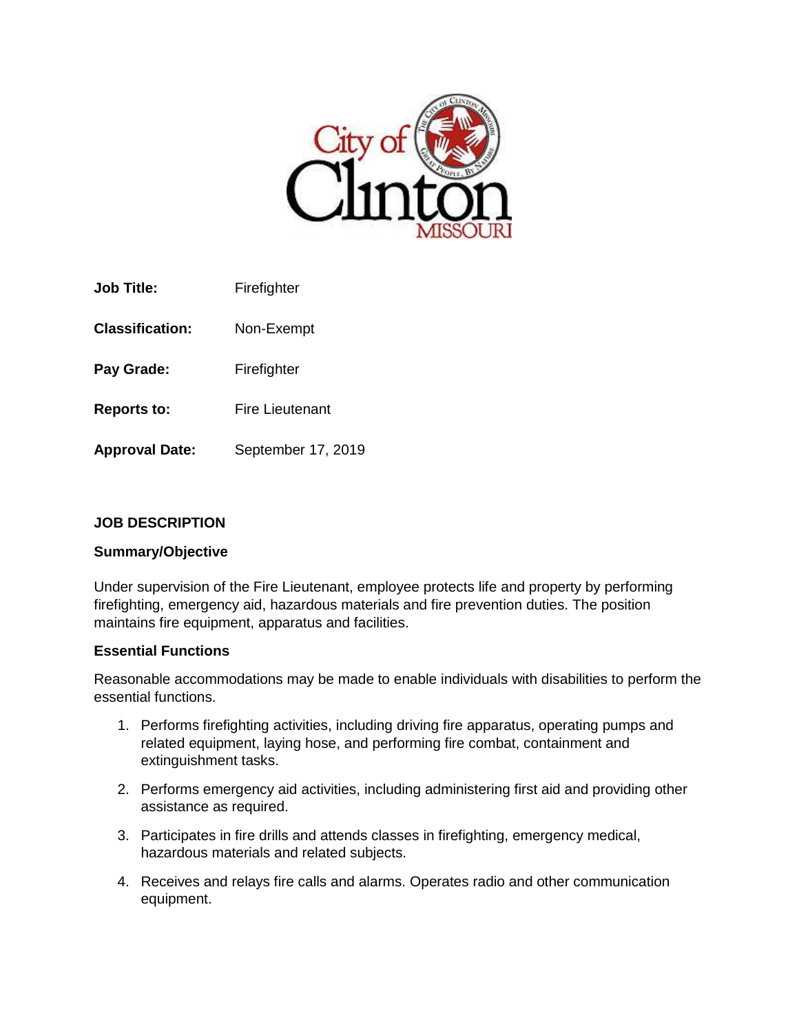**Job Title:** Firefighter

**Classification:** Non-Exempt

**Pay Grade:** Firefighter

**Reports to:** Fire Lieutenant

**Approval Date:** September 17, 2019

## JOB DESCRIPTION

### Summary/Objective

Under supervision of the Fire Lieutenant, employee protects life and property by performing firefighting, emergency aid, hazardous materials and fire prevention duties. The position maintains fire equipment, apparatus and facilities.

### Essential Functions

Reasonable accommodations may be made to enable individuals with disabilities to perform the essential functions.

1. Performs firefighting activities, including driving fire apparatus, operating pumps and related equipment, laying hose, and performing fire combat, containment and extinguishment tasks.
2. Performs emergency aid activities, including administering first aid and providing other assistance as required.
3. Participates in fire drills and attends classes in firefighting, emergency medical, hazardous materials and related subjects.
4. Receives and relays fire calls and alarms. Operates radio and other communication equipment.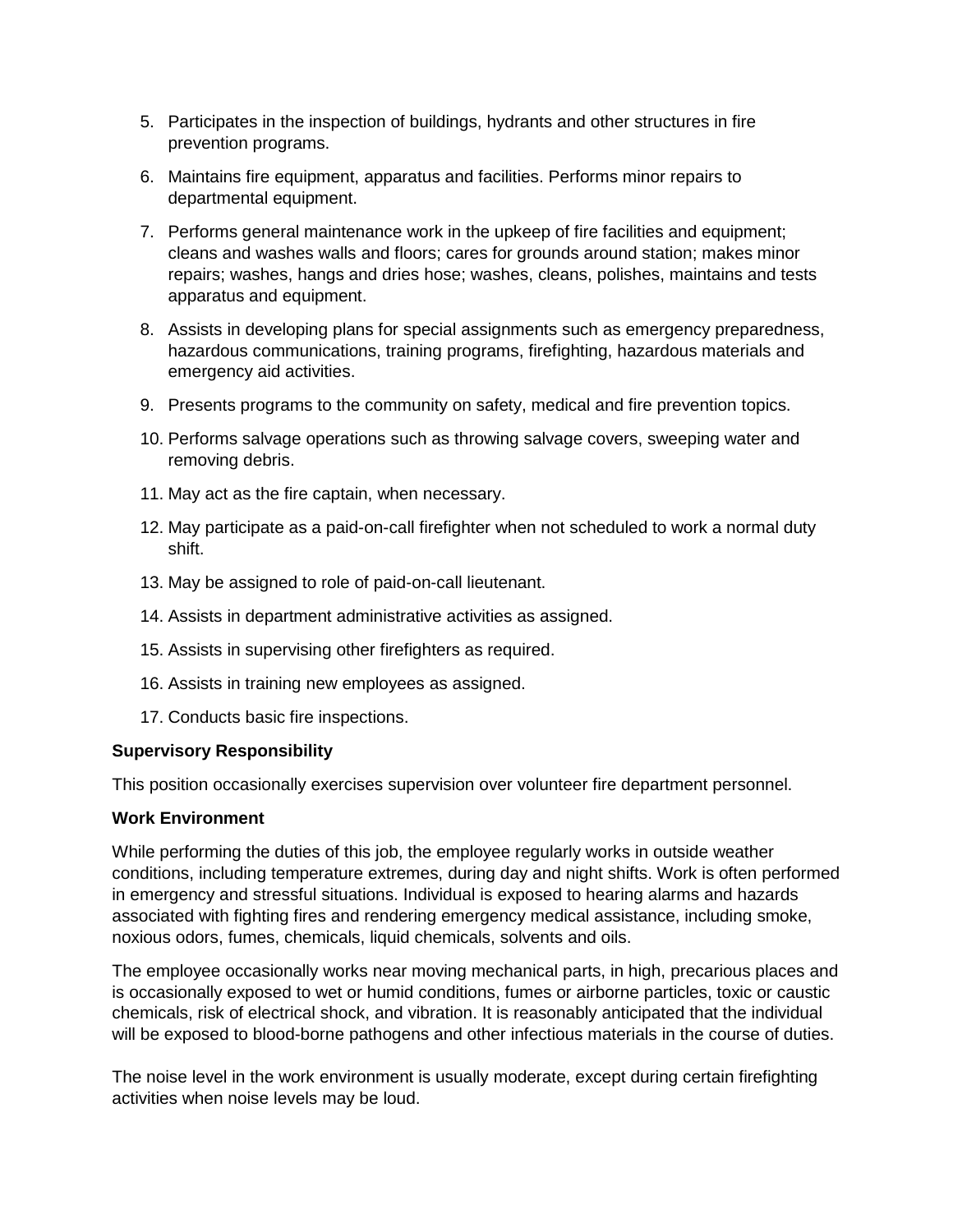5. Participates in the inspection of buildings, hydrants and other structures in fire prevention programs.

6. Maintains fire equipment, apparatus and facilities. Performs minor repairs to departmental equipment.

7. Performs general maintenance work in the upkeep of fire facilities and equipment; cleans and washes walls and floors; cares for grounds around station; makes minor repairs; washes, hangs and dries hose; washes, cleans, polishes, maintains and tests apparatus and equipment.

8. Assists in developing plans for special assignments such as emergency preparedness, hazardous communications, training programs, firefighting, hazardous materials and emergency aid activities.

9. Presents programs to the community on safety, medical and fire prevention topics.

10. Performs salvage operations such as throwing salvage covers, sweeping water and removing debris.

11. May act as the fire captain, when necessary.

12. May participate as a paid-on-call firefighter when not scheduled to work a normal duty shift.

13. May be assigned to role of paid-on-call lieutenant.

14. Assists in department administrative activities as assigned.

15. Assists in supervising other firefighters as required.

16. Assists in training new employees as assigned.

17. Conducts basic fire inspections.

**Supervisory Responsibility**

This position occasionally exercises supervision over volunteer fire department personnel.

**Work Environment**

While performing the duties of this job, the employee regularly works in outside weather conditions, including temperature extremes, during day and night shifts. Work is often performed in emergency and stressful situations. Individual is exposed to hearing alarms and hazards associated with fighting fires and rendering emergency medical assistance, including smoke, noxious odors, fumes, chemicals, liquid chemicals, solvents and oils.

The employee occasionally works near moving mechanical parts, in high, precarious places and is occasionally exposed to wet or humid conditions, fumes or airborne particles, toxic or caustic chemicals, risk of electrical shock, and vibration. It is reasonably anticipated that the individual will be exposed to blood-borne pathogens and other infectious materials in the course of duties.

The noise level in the work environment is usually moderate, except during certain firefighting activities when noise levels may be loud.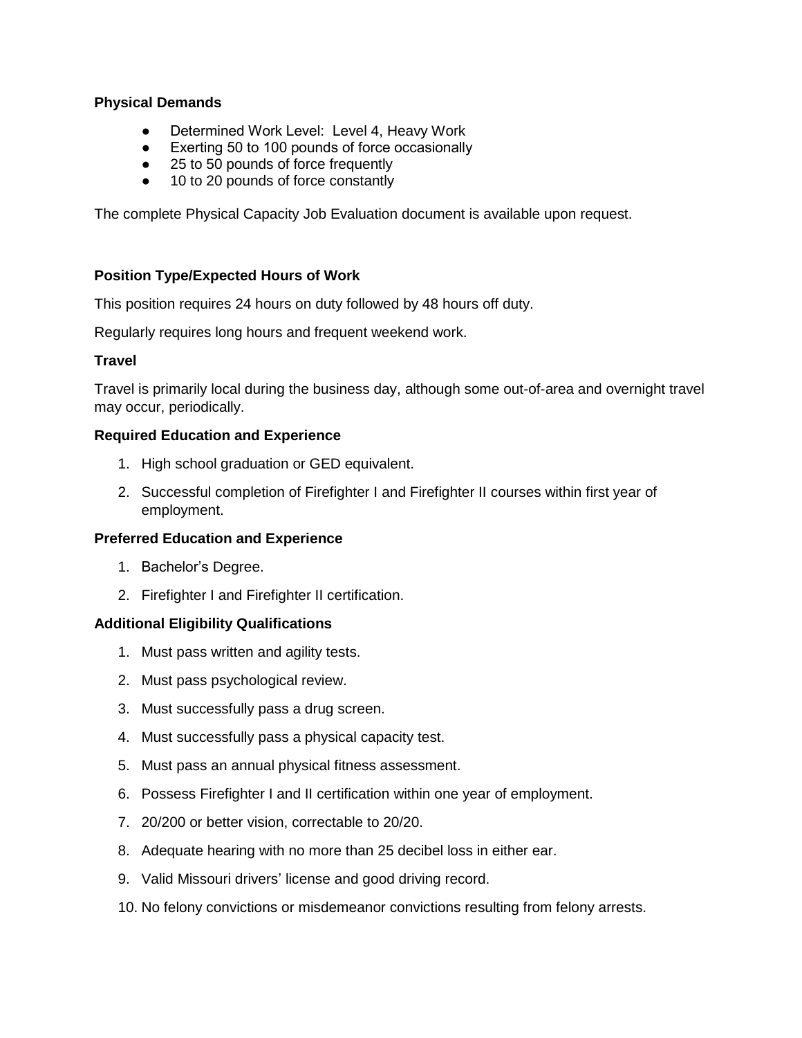**Physical Demands**

- Determined Work Level: Level 4, Heavy Work
- Exerting 50 to 100 pounds of force occasionally
- 25 to 50 pounds of force frequently
- 10 to 20 pounds of force constantly

The complete Physical Capacity Job Evaluation document is available upon request.

**Position Type/Expected Hours of Work**

This position requires 24 hours on duty followed by 48 hours off duty.

Regularly requires long hours and frequent weekend work.

**Travel**

Travel is primarily local during the business day, although some out-of-area and overnight travel may occur, periodically.

**Required Education and Experience**

1. High school graduation or GED equivalent.
2. Successful completion of Firefighter I and Firefighter II courses within first year of employment.

**Preferred Education and Experience**

1. Bachelor's Degree.
2. Firefighter I and Firefighter II certification.

**Additional Eligibility Qualifications**

1. Must pass written and agility tests.
2. Must pass psychological review.
3. Must successfully pass a drug screen.
4. Must successfully pass a physical capacity test.
5. Must pass an annual physical fitness assessment.
6. Possess Firefighter I and II certification within one year of employment.
7. 20/200 or better vision, correctable to 20/20.
8. Adequate hearing with no more than 25 decibel loss in either ear.
9. Valid Missouri drivers' license and good driving record.
10. No felony convictions or misdemeanor convictions resulting from felony arrests.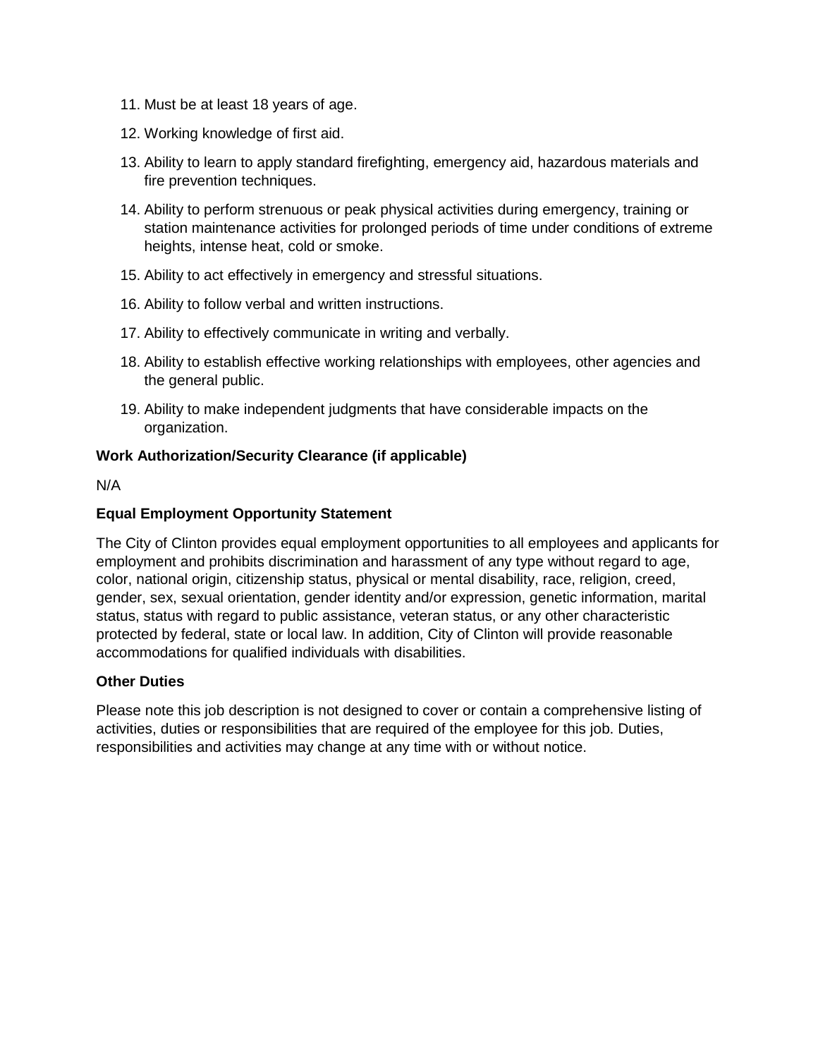11. Must be at least 18 years of age.
12. Working knowledge of first aid.
13. Ability to learn to apply standard firefighting, emergency aid, hazardous materials and fire prevention techniques.
14. Ability to perform strenuous or peak physical activities during emergency, training or station maintenance activities for prolonged periods of time under conditions of extreme heights, intense heat, cold or smoke.
15. Ability to act effectively in emergency and stressful situations.
16. Ability to follow verbal and written instructions.
17. Ability to effectively communicate in writing and verbally.
18. Ability to establish effective working relationships with employees, other agencies and the general public.
19. Ability to make independent judgments that have considerable impacts on the organization.

**Work Authorization/Security Clearance (if applicable)**

N/A

**Equal Employment Opportunity Statement**

The City of Clinton provides equal employment opportunities to all employees and applicants for employment and prohibits discrimination and harassment of any type without regard to age, color, national origin, citizenship status, physical or mental disability, race, religion, creed, gender, sex, sexual orientation, gender identity and/or expression, genetic information, marital status, status with regard to public assistance, veteran status, or any other characteristic protected by federal, state or local law. In addition, City of Clinton will provide reasonable accommodations for qualified individuals with disabilities.

**Other Duties**

Please note this job description is not designed to cover or contain a comprehensive listing of activities, duties or responsibilities that are required of the employee for this job. Duties, responsibilities and activities may change at any time with or without notice.